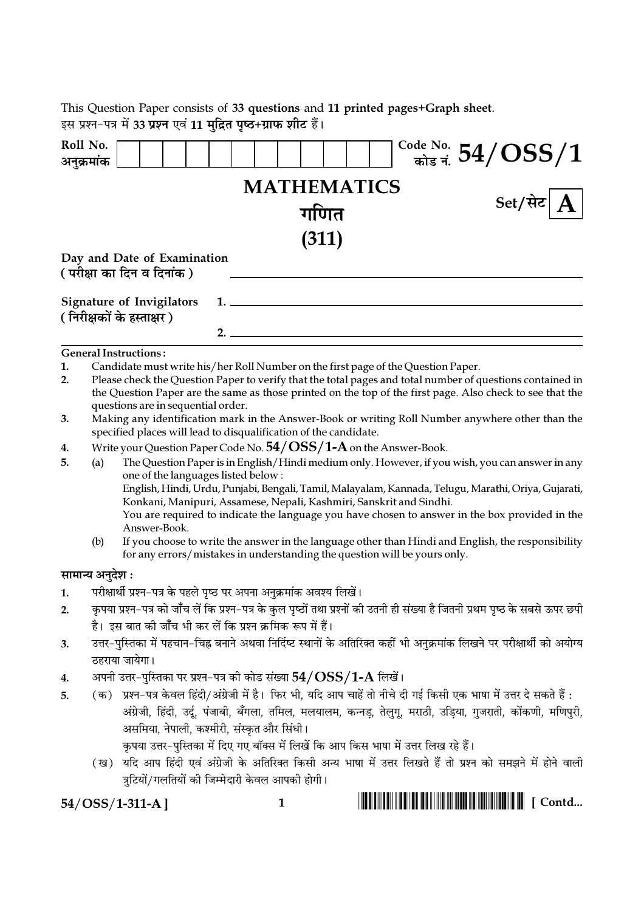This Question Paper consists of **33 questions** and **11 printed pages+Graph sheet**.

इस प्रश्न-पत्र में **33 प्रश्न** एवं **11 मुद्रित पृष्ठ+ग्राफ शीट** हैं।

| Roll No. अनुक्रमांक | | | | | | | | | | | | | Code No. कोड नं. **54/OSS/1** |
|---|---|---|---|---|---|---|---|---|---|---|---|---|---|

# MATHEMATICS
# गणित
# (311)

**Set/सेट A**

**Day and Date of Examination**
**(परीक्षा का दिन व दिनांक)** ______________________________

**Signature of Invigilators** 1. ______________________________
**(निरीक्षकों के हस्ताक्षर)**
2. ______________________________

**General Instructions :**

1. Candidate must write his/her Roll Number on the first page of the Question Paper.
2. Please check the Question Paper to verify that the total pages and total number of questions contained in the Question Paper are the same as those printed on the top of the first page. Also check to see that the questions are in sequential order.
3. Making any identification mark in the Answer-Book or writing Roll Number anywhere other than the specified places will lead to disqualification of the candidate.
4. Write your Question Paper Code No. **54/OSS/1-A** on the Answer-Book.
5. (a) The Question Paper is in English/Hindi medium only. However, if you wish, you can answer in any one of the languages listed below :
   English, Hindi, Urdu, Punjabi, Bengali, Tamil, Malayalam, Kannada, Telugu, Marathi, Oriya, Gujarati, Konkani, Manipuri, Assamese, Nepali, Kashmiri, Sanskrit and Sindhi.
   You are required to indicate the language you have chosen to answer in the box provided in the Answer-Book.

   (b) If you choose to write the answer in the language other than Hindi and English, the responsibility for any errors/mistakes in understanding the question will be yours only.

**सामान्य अनुदेश :**

1. परीक्षार्थी प्रश्न-पत्र के पहले पृष्ठ पर अपना अनुक्रमांक अवश्य लिखें।
2. कृपया प्रश्न-पत्र को जाँच लें कि प्रश्न-पत्र के कुल पृष्ठों तथा प्रश्नों की उतनी ही संख्या है जितनी प्रथम पृष्ठ के सबसे ऊपर छपी है। इस बात की जाँच भी कर लें कि प्रश्न क्रमिक रूप में हैं।
3. उत्तर-पुस्तिका में पहचान-चिह्न बनाने अथवा निर्दिष्ट स्थानों के अतिरिक्त कहीं भी अनुक्रमांक लिखने पर परीक्षार्थी को अयोग्य ठहराया जायेगा।
4. अपनी उत्तर-पुस्तिका पर प्रश्न-पत्र की कोड संख्या **54/OSS/1-A** लिखें।
5. (क) प्रश्न-पत्र केवल हिंदी/अंग्रेजी में है। फिर भी, यदि आप चाहें तो नीचे दी गई किसी एक भाषा में उत्तर दे सकते हैं :
   अंग्रेजी, हिंदी, उर्दू, पंजाबी, बँगला, तमिल, मलयालम, कन्नड़, तेलुगू, मराठी, उड़िया, गुजराती, कोंकणी, मणिपुरी, असमिया, नेपाली, कश्मीरी, संस्कृत और सिंधी।
   कृपया उत्तर-पुस्तिका में दिए गए बॉक्स में लिखें कि आप किस भाषा में उत्तर लिख रहे हैं।

   (ख) यदि आप हिंदी एवं अंग्रेजी के अतिरिक्त किसी अन्य भाषा में उत्तर लिखते हैं तो प्रश्न को समझने में होने वाली त्रुटियों/गलतियों की जिम्मेदारी केवल आपकी होगी।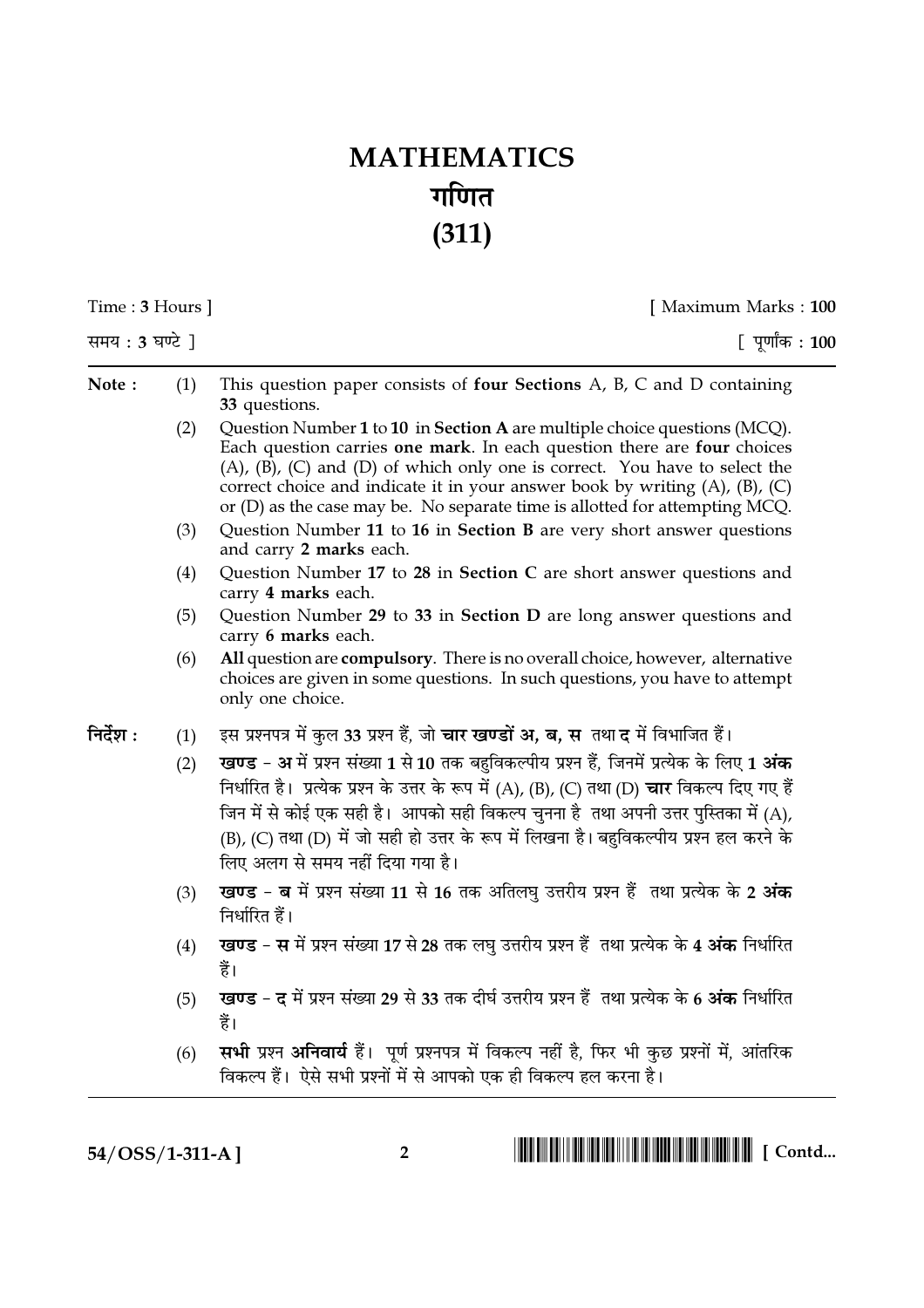# MATHEMATICS
# गणित
# (311)

Time : **3** Hours ] [ Maximum Marks : **100**

समय : **3** घण्टे ] [ पूर्णांक : **100**

---

**Note :**

(1) This question paper consists of **four Sections** A, B, C and D containing **33** questions.

(2) Question Number **1** to **10** in **Section A** are multiple choice questions (MCQ). Each question carries **one mark**. In each question there are **four** choices (A), (B), (C) and (D) of which only one is correct. You have to select the correct choice and indicate it in your answer book by writing (A), (B), (C) or (D) as the case may be. No separate time is allotted for attempting MCQ.

(3) Question Number **11** to **16** in **Section B** are very short answer questions and carry **2 marks** each.

(4) Question Number **17** to **28** in **Section C** are short answer questions and carry **4 marks** each.

(5) Question Number **29** to **33** in **Section D** are long answer questions and carry **6 marks** each.

(6) **All** question are **compulsory**. There is no overall choice, however, alternative choices are given in some questions. In such questions, you have to attempt only one choice.

**निर्देश :**

(1) इस प्रश्नपत्र में कुल **33** प्रश्न हैं, जो **चार खण्डों अ, ब, स** तथा **द** में विभाजित हैं।

(2) **खण्ड - अ** में प्रश्न संख्या **1** से **10** तक बहुविकल्पीय प्रश्न हैं, जिनमें प्रत्येक के लिए **1 अंक** निर्धारित है। प्रत्येक प्रश्न के उत्तर के रूप में (A), (B), (C) तथा (D) **चार** विकल्प दिए गए हैं जिन में से कोई एक सही है। आपको सही विकल्प चुनना है तथा अपनी उत्तर पुस्तिका में (A), (B), (C) तथा (D) में जो सही हो उत्तर के रूप में लिखना है। बहुविकल्पीय प्रश्न हल करने के लिए अलग से समय नहीं दिया गया है।

(3) **खण्ड - ब** में प्रश्न संख्या **11** से **16** तक अतिलघु उत्तरीय प्रश्न हैं तथा प्रत्येक के **2 अंक** निर्धारित हैं।

(4) **खण्ड - स** में प्रश्न संख्या **17** से **28** तक लघु उत्तरीय प्रश्न हैं तथा प्रत्येक के **4 अंक** निर्धारित हैं।

(5) **खण्ड - द** में प्रश्न संख्या **29** से **33** तक दीर्घ उत्तरीय प्रश्न हैं तथा प्रत्येक के **6 अंक** निर्धारित हैं।

(6) **सभी** प्रश्न **अनिवार्य** हैं। पूर्ण प्रश्नपत्र में विकल्प नहीं है, फिर भी कुछ प्रश्नों में, आंतरिक विकल्प हैं। ऐसे सभी प्रश्नों में से आपको एक ही विकल्प हल करना है।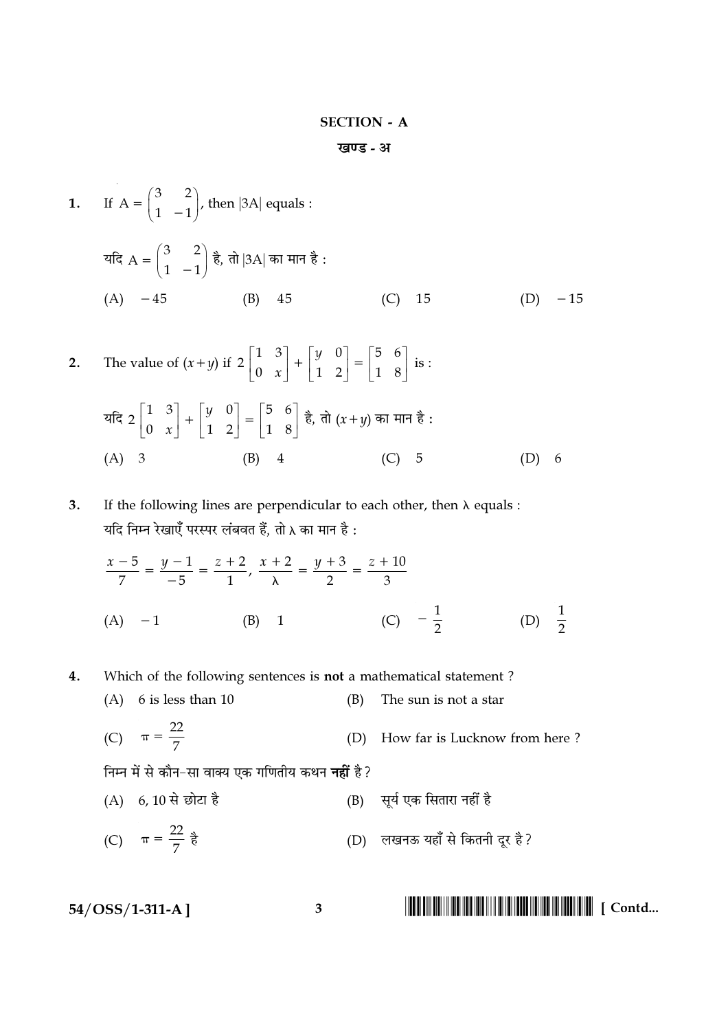## SECTION - A

## खण्ड - अ

1. If $A = \begin{pmatrix} 3 & 2 \\ 1 & -1 \end{pmatrix}$, then $|3A|$ equals :

   यदि $A = \begin{pmatrix} 3 & 2 \\ 1 & -1 \end{pmatrix}$ है, तो $|3A|$ का मान है :

   (A) $-45$ (B) $45$ (C) $15$ (D) $-15$

2. The value of $(x+y)$ if $2\begin{bmatrix} 1 & 3 \\ 0 & x \end{bmatrix} + \begin{bmatrix} y & 0 \\ 1 & 2 \end{bmatrix} = \begin{bmatrix} 5 & 6 \\ 1 & 8 \end{bmatrix}$ is :

   यदि $2\begin{bmatrix} 1 & 3 \\ 0 & x \end{bmatrix} + \begin{bmatrix} y & 0 \\ 1 & 2 \end{bmatrix} = \begin{bmatrix} 5 & 6 \\ 1 & 8 \end{bmatrix}$ है, तो $(x+y)$ का मान है :

   (A) 3 (B) 4 (C) 5 (D) 6

3. If the following lines are perpendicular to each other, then $\lambda$ equals :

   यदि निम्न रेखाएँ परस्पर लंबवत हैं, तो $\lambda$ का मान है :

   $$\frac{x-5}{7} = \frac{y-1}{-5} = \frac{z+2}{1}, \quad \frac{x+2}{\lambda} = \frac{y+3}{2} = \frac{z+10}{3}$$

   (A) $-1$ (B) $1$ (C) $-\frac{1}{2}$ (D) $\frac{1}{2}$

4. Which of the following sentences is **not** a mathematical statement ?

   (A) 6 is less than 10 (B) The sun is not a star

   (C) $\pi = \frac{22}{7}$ (D) How far is Lucknow from here ?

   निम्न में से कौन-सा वाक्य एक गणितीय कथन **नहीं** है ?

   (A) 6, 10 से छोटा है (B) सूर्य एक सितारा नहीं है

   (C) $\pi = \frac{22}{7}$ है (D) लखनऊ यहाँ से कितनी दूर है ?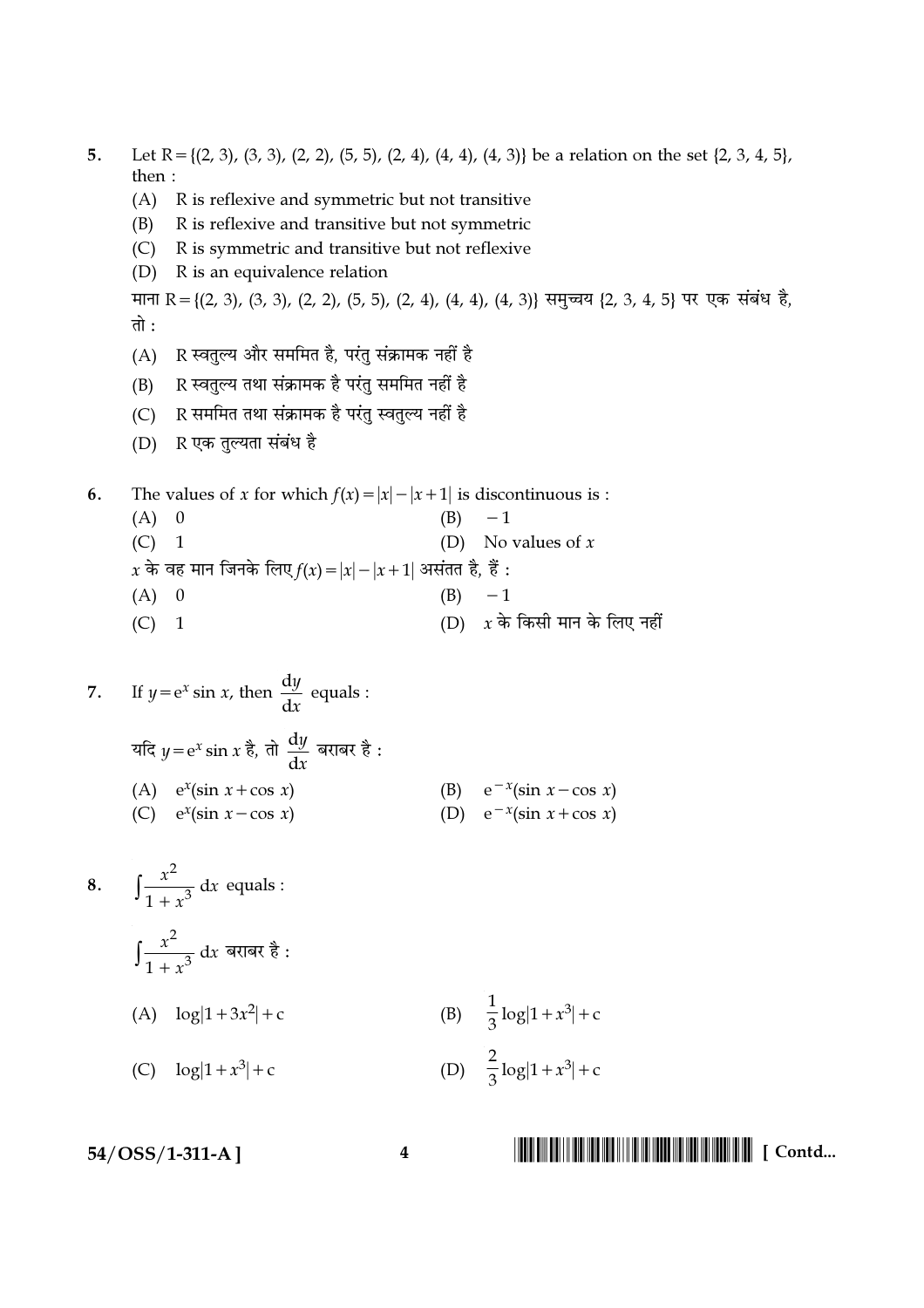5. Let $R = \{(2, 3), (3, 3), (2, 2), (5, 5), (2, 4), (4, 4), (4, 3)\}$ be a relation on the set $\{2, 3, 4, 5\}$, then :

(A) R is reflexive and symmetric but not transitive

(B) R is reflexive and transitive but not symmetric

(C) R is symmetric and transitive but not reflexive

(D) R is an equivalence relation

माना $R = \{(2, 3), (3, 3), (2, 2), (5, 5), (2, 4), (4, 4), (4, 3)\}$ समुच्चय $\{2, 3, 4, 5\}$ पर एक संबंध है, तो :

(A) R स्वतुल्य और सममित है, परंतु संक्रामक नहीं है

(B) R स्वतुल्य तथा संक्रामक है परंतु सममित नहीं है

(C) R सममित तथा संक्रामक है परंतु स्वतुल्य नहीं है

(D) R एक तुल्यता संबंध है

6. The values of $x$ for which $f(x) = |x| - |x+1|$ is discontinuous is :

(A) 0 (B) $-1$

(C) 1 (D) No values of $x$

$x$ के वह मान जिनके लिए $f(x) = |x| - |x+1|$ असंतत है, हैं :

(A) 0 (B) $-1$

(C) 1 (D) $x$ के किसी मान के लिए नहीं

7. If $y = e^x \sin x$, then $\frac{dy}{dx}$ equals :

यदि $y = e^x \sin x$ है, तो $\frac{dy}{dx}$ बराबर है :

(A) $e^x(\sin x + \cos x)$ (B) $e^{-x}(\sin x - \cos x)$

(C) $e^x(\sin x - \cos x)$ (D) $e^{-x}(\sin x + \cos x)$

8. $\int \frac{x^2}{1+x^3}\, dx$ equals :

$\int \frac{x^2}{1+x^3}\, dx$ बराबर है :

(A) $\log|1+3x^2| + c$ (B) $\frac{1}{3}\log|1+x^3| + c$

(C) $\log|1+x^3| + c$ (D) $\frac{2}{3}\log|1+x^3| + c$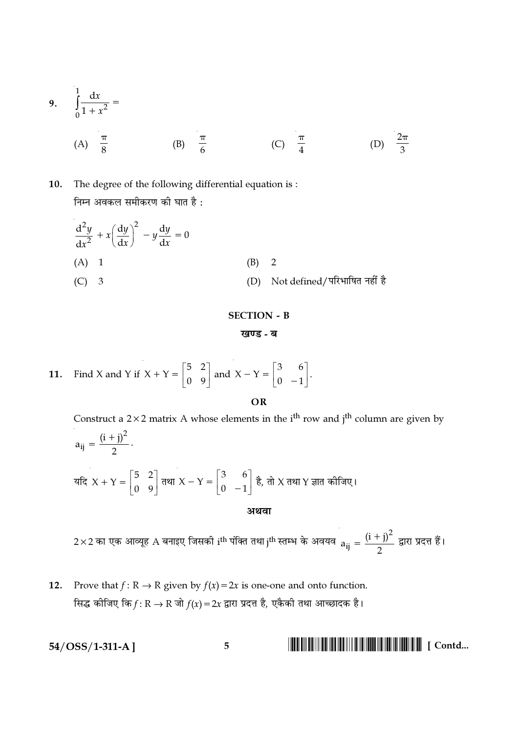9. $\int_0^1 \frac{dx}{1+x^2} =$

(A) $\frac{\pi}{8}$ (B) $\frac{\pi}{6}$ (C) $\frac{\pi}{4}$ (D) $\frac{2\pi}{3}$

10. The degree of the following differential equation is :

निम्न अवकल समीकरण की घात है :

$$\frac{d^2y}{dx^2} + x\left(\frac{dy}{dx}\right)^2 - y\frac{dy}{dx} = 0$$

(A) 1

(B) 2

(C) 3

(D) Not defined/परिभाषित नहीं है

## SECTION - B

## खण्ड - ब

11. Find X and Y if $X + Y = \begin{bmatrix} 5 & 2 \\ 0 & 9 \end{bmatrix}$ and $X - Y = \begin{bmatrix} 3 & 6 \\ 0 & -1 \end{bmatrix}$.

**OR**

Construct a $2 \times 2$ matrix A whose elements in the $i^{th}$ row and $j^{th}$ column are given by $a_{ij} = \frac{(i+j)^2}{2}$.

यदि $X + Y = \begin{bmatrix} 5 & 2 \\ 0 & 9 \end{bmatrix}$ तथा $X - Y = \begin{bmatrix} 3 & 6 \\ 0 & -1 \end{bmatrix}$ है, तो X तथा Y ज्ञात कीजिए।

**अथवा**

$2 \times 2$ का एक आव्यूह A बनाइए जिसकी $i^{th}$ पंक्ति तथा $j^{th}$ स्तम्भ के अवयव $a_{ij} = \frac{(i+j)^2}{2}$ द्वारा प्रदत्त हैं।

12. Prove that $f : R \to R$ given by $f(x) = 2x$ is one-one and onto function.

सिद्ध कीजिए कि $f : R \to R$ जो $f(x) = 2x$ द्वारा प्रदत्त है, एकैकी तथा आच्छादक है।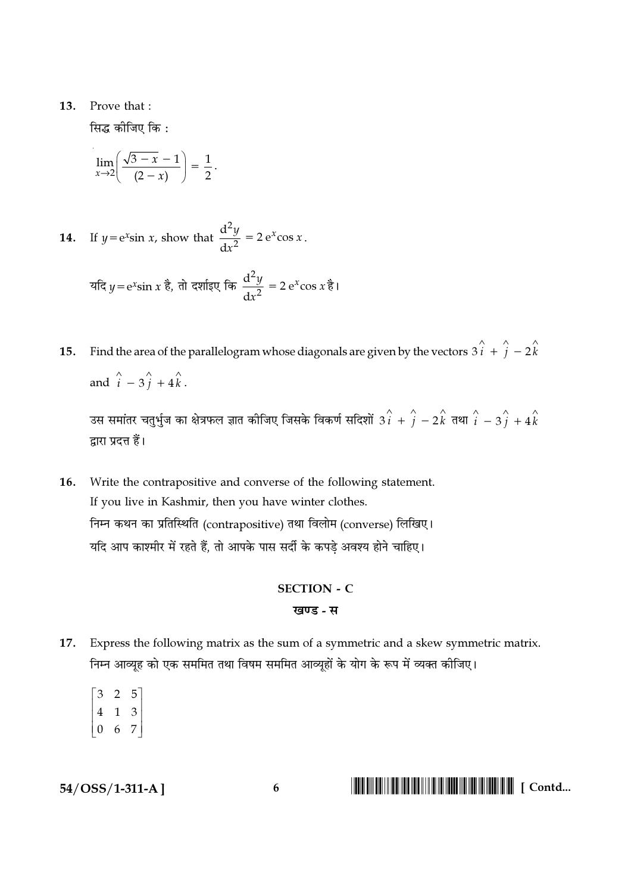13. Prove that :

सिद्ध कीजिए कि :

$$\lim_{x \to 2}\left(\frac{\sqrt{3-x}-1}{(2-x)}\right) = \frac{1}{2}.$$

14. If $y = e^x \sin x$, show that $\frac{d^2y}{dx^2} = 2\, e^x \cos x$.

यदि $y = e^x \sin x$ है, तो दर्शाइए कि $\frac{d^2y}{dx^2} = 2\, e^x \cos x$ है।

15. Find the area of the parallelogram whose diagonals are given by the vectors $3\hat{i} + \hat{j} - 2\hat{k}$ and $\hat{i} - 3\hat{j} + 4\hat{k}$.

उस समांतर चतुर्भुज का क्षेत्रफल ज्ञात कीजिए जिसके विकर्ण सदिशों $3\hat{i} + \hat{j} - 2\hat{k}$ तथा $\hat{i} - 3\hat{j} + 4\hat{k}$ द्वारा प्रदत्त हैं।

16. Write the contrapositive and converse of the following statement.

If you live in Kashmir, then you have winter clothes.

निम्न कथन का प्रतिस्थिति (contrapositive) तथा विलोम (converse) लिखिए।

यदि आप काश्मीर में रहते हैं, तो आपके पास सर्दी के कपड़े अवश्य होने चाहिए।

## SECTION - C

## खण्ड - स

17. Express the following matrix as the sum of a symmetric and a skew symmetric matrix.

निम्न आव्यूह को एक सममित तथा विषम सममित आव्यूहों के योग के रूप में व्यक्त कीजिए।

$$\begin{bmatrix} 3 & 2 & 5 \\ 4 & 1 & 3 \\ 0 & 6 & 7 \end{bmatrix}$$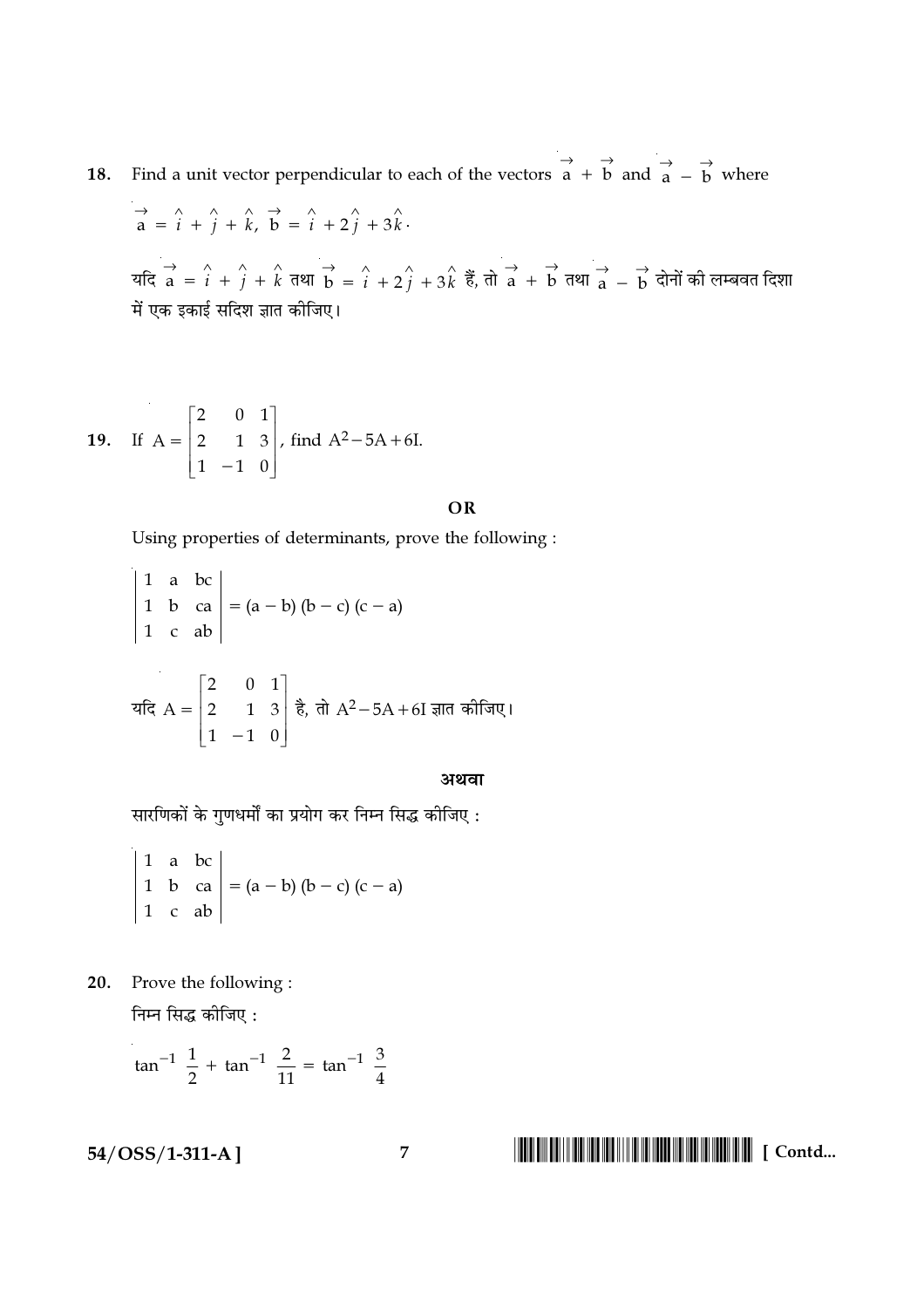18. Find a unit vector perpendicular to each of the vectors $\vec{a} + \vec{b}$ and $\vec{a} - \vec{b}$ where

$\vec{a} = \hat{i} + \hat{j} + \hat{k}$, $\vec{b} = \hat{i} + 2\hat{j} + 3\hat{k}$.

यदि $\vec{a} = \hat{i} + \hat{j} + \hat{k}$ तथा $\vec{b} = \hat{i} + 2\hat{j} + 3\hat{k}$ हैं, तो $\vec{a} + \vec{b}$ तथा $\vec{a} - \vec{b}$ दोनों की लम्बवत दिशा में एक इकाई सदिश ज्ञात कीजिए।

19. If $A = \begin{bmatrix} 2 & 0 & 1 \\ 2 & 1 & 3 \\ 1 & -1 & 0 \end{bmatrix}$, find $A^2 - 5A + 6I$.

**OR**

Using properties of determinants, prove the following :

$$\begin{vmatrix} 1 & a & bc \\ 1 & b & ca \\ 1 & c & ab \end{vmatrix} = (a - b)(b - c)(c - a)$$

यदि $A = \begin{bmatrix} 2 & 0 & 1 \\ 2 & 1 & 3 \\ 1 & -1 & 0 \end{bmatrix}$ है, तो $A^2 - 5A + 6I$ ज्ञात कीजिए।

**अथवा**

सारणिकों के गुणधर्मों का प्रयोग कर निम्न सिद्ध कीजिए :

$$\begin{vmatrix} 1 & a & bc \\ 1 & b & ca \\ 1 & c & ab \end{vmatrix} = (a - b)(b - c)(c - a)$$

20. Prove the following :

निम्न सिद्ध कीजिए :

$$\tan^{-1} \frac{1}{2} + \tan^{-1} \frac{2}{11} = \tan^{-1} \frac{3}{4}$$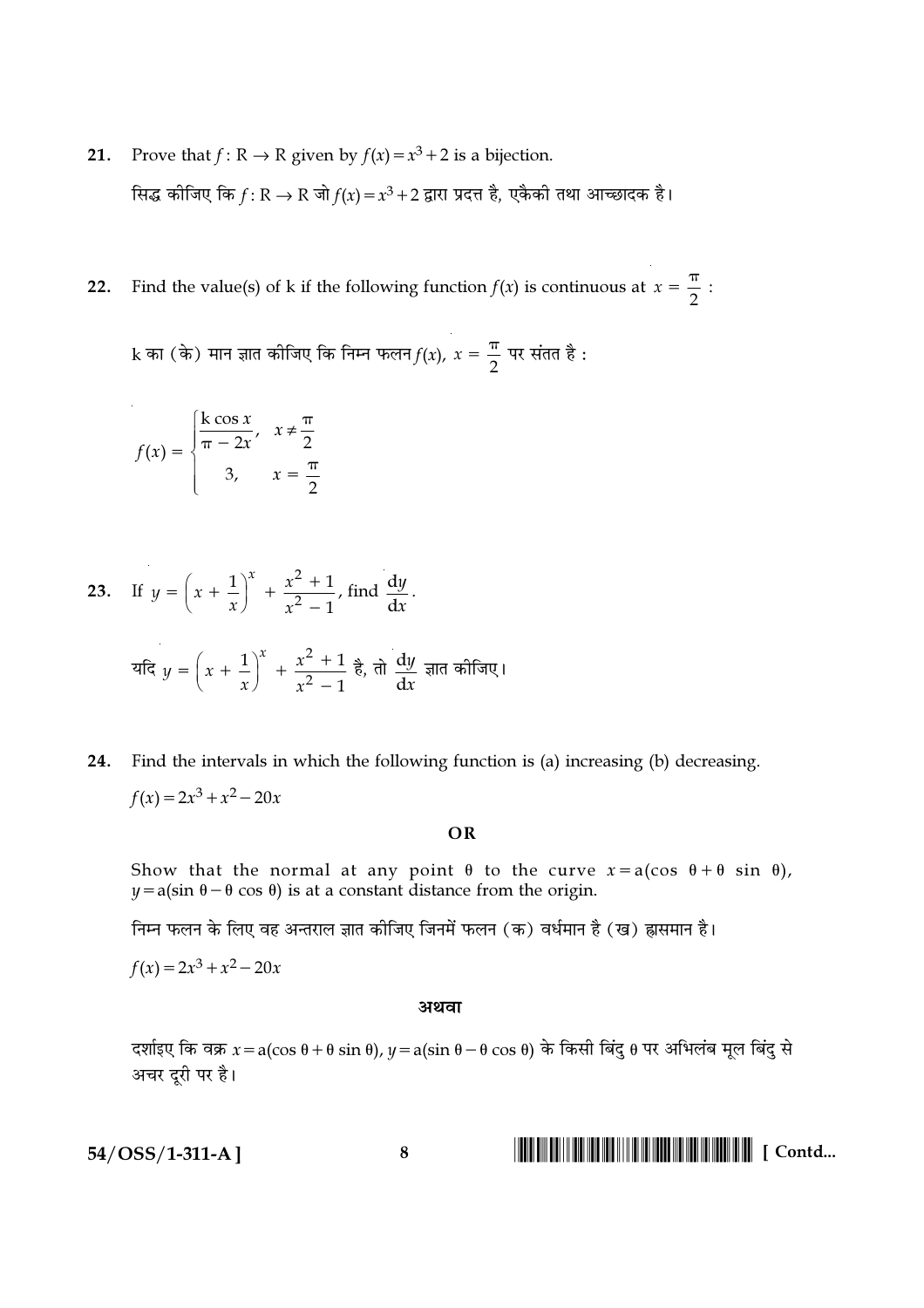21. Prove that $f : R \to R$ given by $f(x) = x^3 + 2$ is a bijection.

सिद्ध कीजिए कि $f : R \to R$ जो $f(x) = x^3 + 2$ द्वारा प्रदत्त है, एकैकी तथा आच्छादक है।

22. Find the value(s) of k if the following function $f(x)$ is continuous at $x = \frac{\pi}{2}$ :

k का (के) मान ज्ञात कीजिए कि निम्न फलन $f(x)$, $x = \frac{\pi}{2}$ पर संतत है :

$$f(x) = \begin{cases} \frac{k \cos x}{\pi - 2x}, & x \neq \frac{\pi}{2} \\ 3, & x = \frac{\pi}{2} \end{cases}$$

23. If $y = \left(x + \frac{1}{x}\right)^x + \frac{x^2 + 1}{x^2 - 1}$, find $\frac{dy}{dx}$.

यदि $y = \left(x + \frac{1}{x}\right)^x + \frac{x^2 + 1}{x^2 - 1}$ है, तो $\frac{dy}{dx}$ ज्ञात कीजिए।

24. Find the intervals in which the following function is (a) increasing (b) decreasing.

$f(x) = 2x^3 + x^2 - 20x$

**OR**

Show that the normal at any point $\theta$ to the curve $x = a(\cos\,\theta + \theta\,\sin\,\theta)$, $y = a(\sin\,\theta - \theta\,\cos\,\theta)$ is at a constant distance from the origin.

निम्न फलन के लिए वह अन्तराल ज्ञात कीजिए जिनमें फलन (क) वर्धमान है (ख) ह्रासमान है।

$f(x) = 2x^3 + x^2 - 20x$

**अथवा**

दर्शाइए कि वक्र $x = a(\cos\,\theta + \theta\,\sin\,\theta)$, $y = a(\sin\,\theta - \theta\,\cos\,\theta)$ के किसी बिंदु $\theta$ पर अभिलंब मूल बिंदु से अचर दूरी पर है।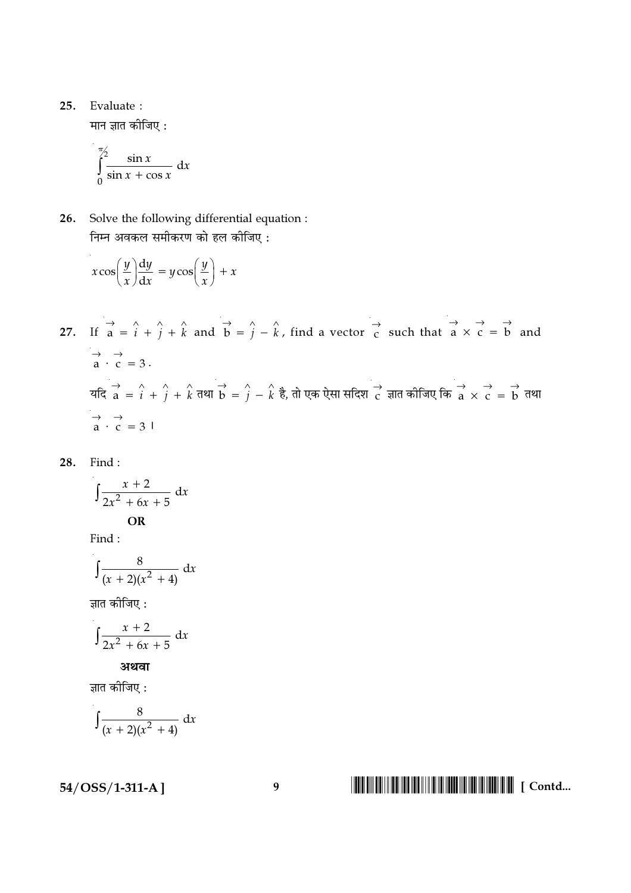**25.** Evaluate :

मान ज्ञात कीजिए :

$$\int_0^{\pi/2} \frac{\sin x}{\sin x + \cos x}\, dx$$

**26.** Solve the following differential equation :

निम्न अवकल समीकरण को हल कीजिए :

$$x \cos\left(\frac{y}{x}\right)\frac{dy}{dx} = y \cos\left(\frac{y}{x}\right) + x$$

**27.** If $\vec{a} = \hat{i} + \hat{j} + \hat{k}$ and $\vec{b} = \hat{j} - \hat{k}$, find a vector $\vec{c}$ such that $\vec{a} \times \vec{c} = \vec{b}$ and $\vec{a} \cdot \vec{c} = 3$.

यदि $\vec{a} = \hat{i} + \hat{j} + \hat{k}$ तथा $\vec{b} = \hat{j} - \hat{k}$ है, तो एक ऐसा सदिश $\vec{c}$ ज्ञात कीजिए कि $\vec{a} \times \vec{c} = \vec{b}$ तथा $\vec{a} \cdot \vec{c} = 3$ ।

**28.** Find :

$$\int \frac{x + 2}{2x^2 + 6x + 5}\, dx$$

**OR**

Find :

$$\int \frac{8}{(x + 2)(x^2 + 4)}\, dx$$

ज्ञात कीजिए :

$$\int \frac{x + 2}{2x^2 + 6x + 5}\, dx$$

**अथवा**

ज्ञात कीजिए :

$$\int \frac{8}{(x + 2)(x^2 + 4)}\, dx$$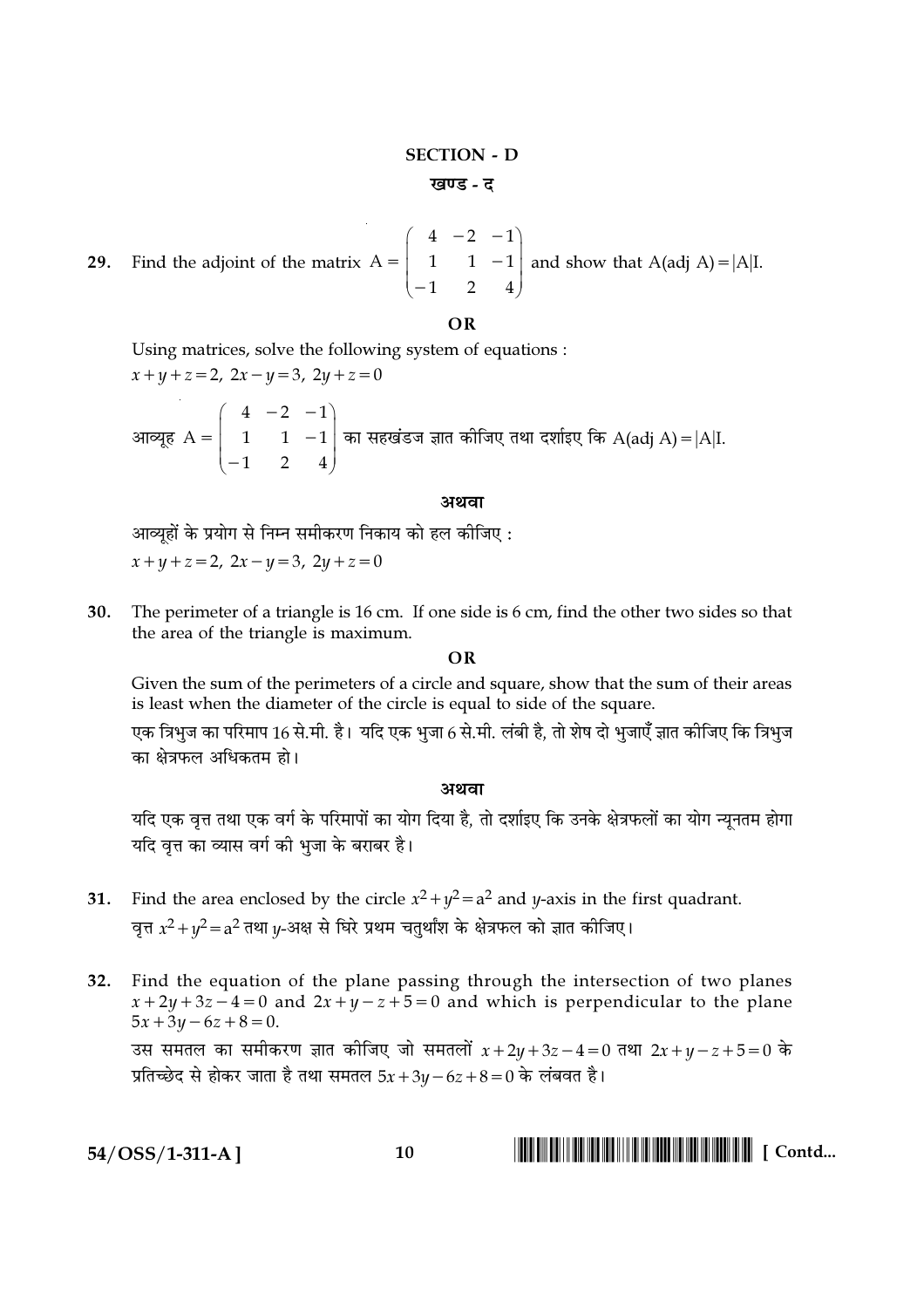## SECTION - D

### खण्ड - द

**29.** Find the adjoint of the matrix $A = \begin{pmatrix} 4 & -2 & -1 \\ 1 & 1 & -1 \\ -1 & 2 & 4 \end{pmatrix}$ and show that $A(\text{adj } A) = |A|I$.

**OR**

Using matrices, solve the following system of equations :

$x + y + z = 2, \; 2x - y = 3, \; 2y + z = 0$

आव्यूह $A = \begin{pmatrix} 4 & -2 & -1 \\ 1 & 1 & -1 \\ -1 & 2 & 4 \end{pmatrix}$ का सहखंडज ज्ञात कीजिए तथा दर्शाइए कि $A(\text{adj } A) = |A|I$.

**अथवा**

आव्यूहों के प्रयोग से निम्न समीकरण निकाय को हल कीजिए :

$x + y + z = 2, \; 2x - y = 3, \; 2y + z = 0$

**30.** The perimeter of a triangle is 16 cm. If one side is 6 cm, find the other two sides so that the area of the triangle is maximum.

**OR**

Given the sum of the perimeters of a circle and square, show that the sum of their areas is least when the diameter of the circle is equal to side of the square.

एक त्रिभुज का परिमाप 16 से.मी. है। यदि एक भुजा 6 से.मी. लंबी है, तो शेष दो भुजाएँ ज्ञात कीजिए कि त्रिभुज का क्षेत्रफल अधिकतम हो।

**अथवा**

यदि एक वृत्त तथा एक वर्ग के परिमापों का योग दिया है, तो दर्शाइए कि उनके क्षेत्रफलों का योग न्यूनतम होगा यदि वृत्त का व्यास वर्ग की भुजा के बराबर है।

**31.** Find the area enclosed by the circle $x^2 + y^2 = a^2$ and $y$-axis in the first quadrant.

वृत्त $x^2 + y^2 = a^2$ तथा $y$-अक्ष से घिरे प्रथम चतुर्थांश के क्षेत्रफल को ज्ञात कीजिए।

**32.** Find the equation of the plane passing through the intersection of two planes $x + 2y + 3z - 4 = 0$ and $2x + y - z + 5 = 0$ and which is perpendicular to the plane $5x + 3y - 6z + 8 = 0$.

उस समतल का समीकरण ज्ञात कीजिए जो समतलों $x + 2y + 3z - 4 = 0$ तथा $2x + y - z + 5 = 0$ के प्रतिच्छेद से होकर जाता है तथा समतल $5x + 3y - 6z + 8 = 0$ के लंबवत है।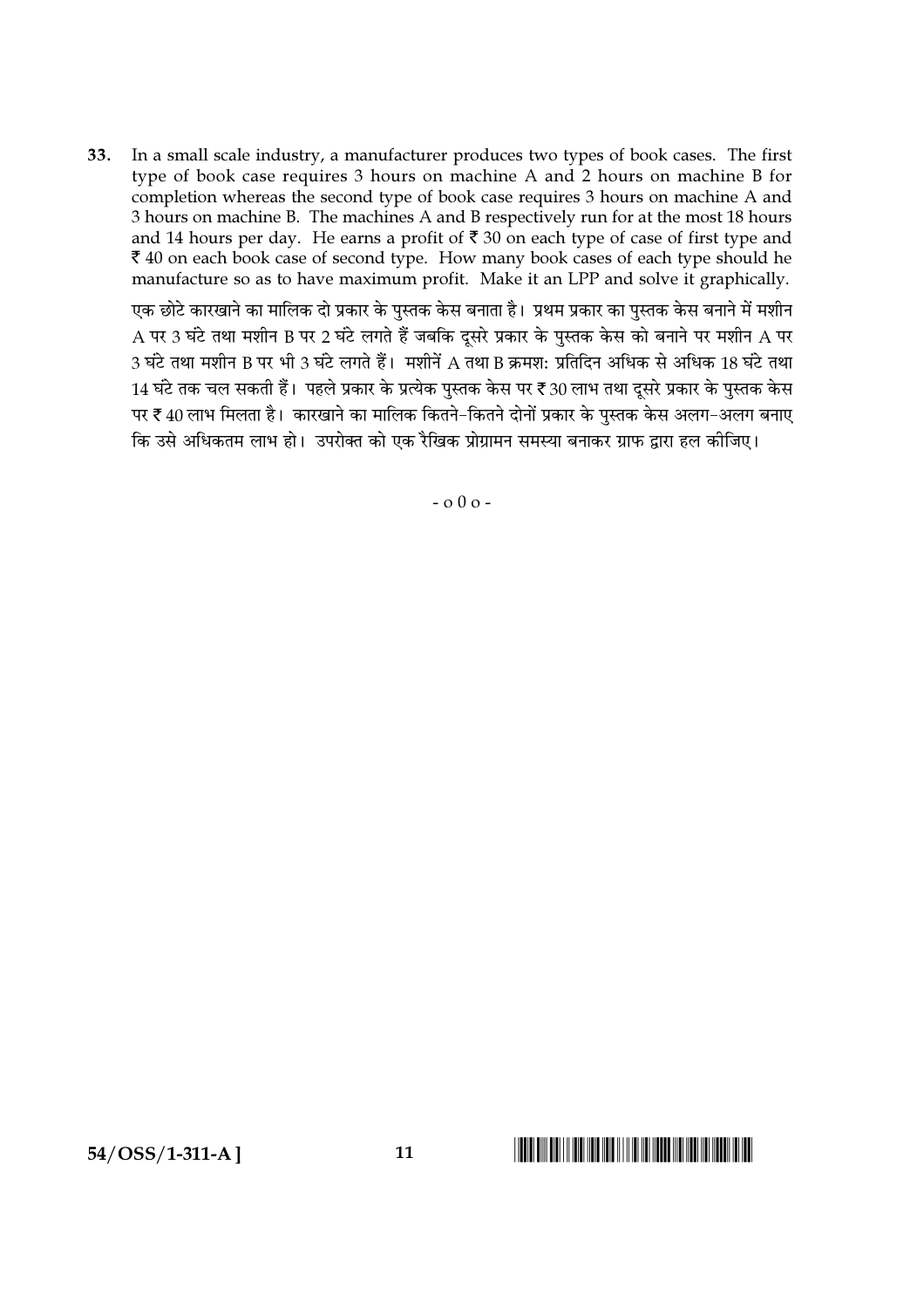**33.** In a small scale industry, a manufacturer produces two types of book cases. The first type of book case requires 3 hours on machine A and 2 hours on machine B for completion whereas the second type of book case requires 3 hours on machine A and 3 hours on machine B. The machines A and B respectively run for at the most 18 hours and 14 hours per day. He earns a profit of ₹ 30 on each type of case of first type and ₹ 40 on each book case of second type. How many book cases of each type should he manufacture so as to have maximum profit. Make it an LPP and solve it graphically.

एक छोटे कारखाने का मालिक दो प्रकार के पुस्तक केस बनाता है। प्रथम प्रकार का पुस्तक केस बनाने में मशीन A पर 3 घंटे तथा मशीन B पर 2 घंटे लगते हैं जबकि दूसरे प्रकार के पुस्तक केस को बनाने पर मशीन A पर 3 घंटे तथा मशीन B पर भी 3 घंटे लगते हैं। मशीनें A तथा B क्रमश: प्रतिदिन अधिक से अधिक 18 घंटे तथा 14 घंटे तक चल सकती हैं। पहले प्रकार के प्रत्येक पुस्तक केस पर ₹ 30 लाभ तथा दूसरे प्रकार के पुस्तक केस पर ₹ 40 लाभ मिलता है। कारखाने का मालिक कितने-कितने दोनों प्रकार के पुस्तक केस अलग-अलग बनाए कि उसे अधिकतम लाभ हो। उपरोक्त को एक रैखिक प्रोग्रामन समस्या बनाकर ग्राफ द्वारा हल कीजिए।

- o 0 o -

54/OSS/1-311-A ]